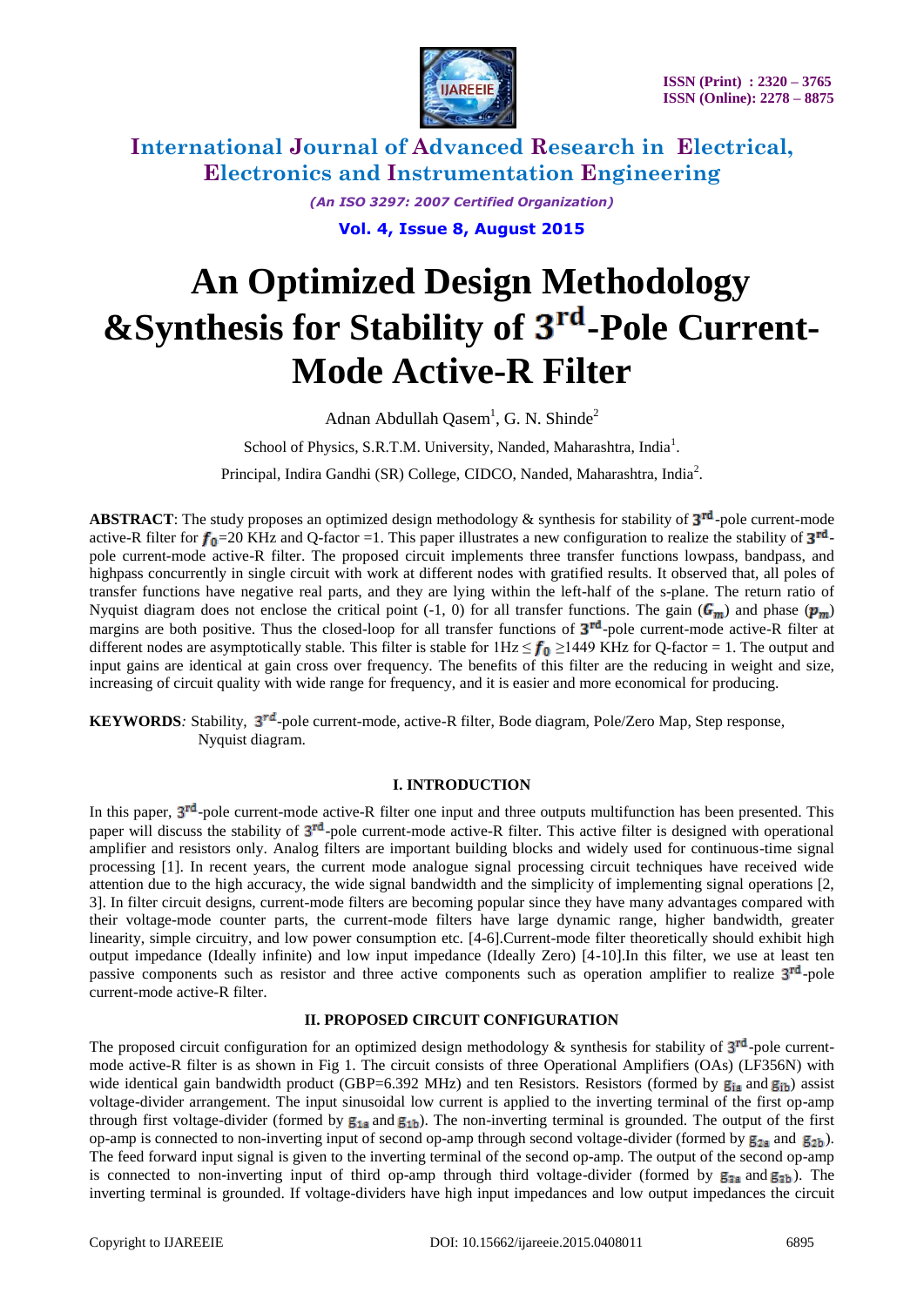# International Journal of Advanced Research in Electrical, Electronics and Instrumentation Engineering

*(An ISO 3297: 2007 Certified Organization)*

**Vol. 4, Issue 8, August 2015**

# An Optimized Design Methodology &Synthesis for Stability of $3^{rd}$-Pole Current-Mode Active-R Filter

Adnan Abdullah Qasem[1], G. N. Shinde[2]

School of Physics, S.R.T.M. University, Nanded, Maharashtra, India[1].

Principal, Indira Gandhi (SR) College, CIDCO, Nanded, Maharashtra, India[2].

**ABSTRACT**: The study proposes an optimized design methodology & synthesis for stability of $3^{rd}$-pole current-mode active-R filter for $f_0$=20 KHz and Q-factor =1. This paper illustrates a new configuration to realize the stability of $3^{rd}$-pole current-mode active-R filter. The proposed circuit implements three transfer functions lowpass, bandpass, and highpass concurrently in single circuit with work at different nodes with gratified results. It observed that, all poles of transfer functions have negative real parts, and they are lying within the left-half of the s-plane. The return ratio of Nyquist diagram does not enclose the critical point (-1, 0) for all transfer functions. The gain ($G_m$) and phase ($p_m$) margins are both positive. Thus the closed-loop for all transfer functions of $3^{rd}$-pole current-mode active-R filter at different nodes are asymptotically stable. This filter is stable for 1Hz $\leq f_0 \geq$1449 KHz for Q-factor = 1. The output and input gains are identical at gain cross over frequency. The benefits of this filter are the reducing in weight and size, increasing of circuit quality with wide range for frequency, and it is easier and more economical for producing.

**KEYWORDS***:* Stability, $3^{rd}$-pole current-mode, active-R filter, Bode diagram, Pole/Zero Map, Step response, Nyquist diagram.

## I. INTRODUCTION

In this paper, $3^{rd}$-pole current-mode active-R filter one input and three outputs multifunction has been presented. This paper will discuss the stability of $3^{rd}$-pole current-mode active-R filter. This active filter is designed with operational amplifier and resistors only. Analog filters are important building blocks and widely used for continuous-time signal processing [1]. In recent years, the current mode analogue signal processing circuit techniques have received wide attention due to the high accuracy, the wide signal bandwidth and the simplicity of implementing signal operations [2, 3]. In filter circuit designs, current-mode filters are becoming popular since they have many advantages compared with their voltage-mode counter parts, the current-mode filters have large dynamic range, higher bandwidth, greater linearity, simple circuitry, and low power consumption etc. [4-6].Current-mode filter theoretically should exhibit high output impedance (Ideally infinite) and low input impedance (Ideally Zero) [4-10].In this filter, we use at least ten passive components such as resistor and three active components such as operation amplifier to realize $3^{rd}$-pole current-mode active-R filter.

## II. PROPOSED CIRCUIT CONFIGURATION

The proposed circuit configuration for an optimized design methodology & synthesis for stability of $3^{rd}$-pole current-mode active-R filter is as shown in Fig 1. The circuit consists of three Operational Amplifiers (OAs) (LF356N) with wide identical gain bandwidth product (GBP=6.392 MHz) and ten Resistors. Resistors (formed by $g_{ia}$ and $g_{ib}$) assist voltage-divider arrangement. The input sinusoidal low current is applied to the inverting terminal of the first op-amp through first voltage-divider (formed by $g_{1a}$ and $g_{1b}$). The non-inverting terminal is grounded. The output of the first op-amp is connected to non-inverting input of second op-amp through second voltage-divider (formed by $g_{2a}$ and $g_{2b}$). The feed forward input signal is given to the inverting terminal of the second op-amp. The output of the second op-amp is connected to non-inverting input of third op-amp through third voltage-divider (formed by $g_{3a}$ and $g_{3b}$). The inverting terminal is grounded. If voltage-dividers have high input impedances and low output impedances the circuit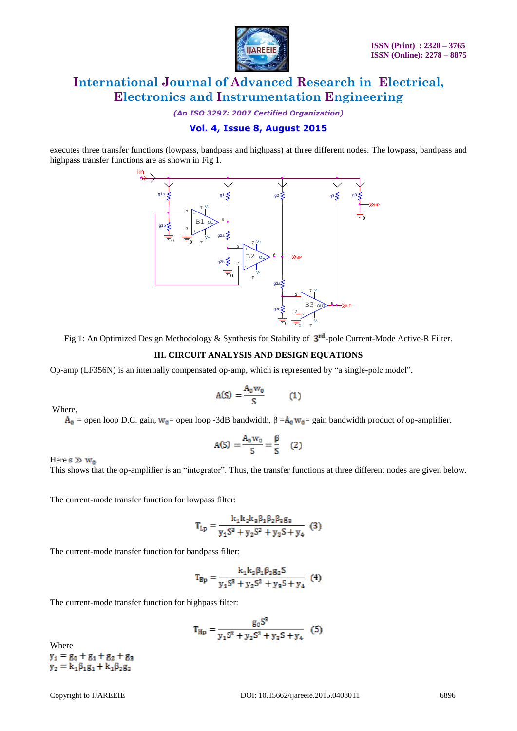executes three transfer functions (lowpass, bandpass and highpass) at three different nodes. The lowpass, bandpass and highpass transfer functions are as shown in Fig 1.

Fig 1: An Optimized Design Methodology & Synthesis for Stability of $3^{rd}$-pole Current-Mode Active-R Filter.

## III. CIRCUIT ANALYSIS AND DESIGN EQUATIONS

Op-amp (LF356N) is an internally compensated op-amp, which is represented by "a single-pole model",

$$A(S) = \frac{A_0 w_0}{S} \qquad (1)$$

Where,

$A_0$ = open loop D.C. gain, $w_0$= open loop -3dB bandwidth, β =$A_0 w_0$= gain bandwidth product of op-amplifier.

$$A(S) = \frac{A_0 w_0}{S} = \frac{\beta}{S} \qquad (2)$$

Here $s \gg w_0$.

This shows that the op-amplifier is an "integrator". Thus, the transfer functions at three different nodes are given below.

The current-mode transfer function for lowpass filter:

$$T_{Lp} = \frac{k_1 k_2 k_3 \beta_1 \beta_2 \beta_3 g_3}{y_1 S^3 + y_2 S^2 + y_3 S + y_4} \qquad (3)$$

The current-mode transfer function for bandpass filter:

$$T_{Bp} = \frac{k_1 k_2 \beta_1 \beta_2 g_2 S}{y_1 S^3 + y_2 S^2 + y_3 S + y_4} \qquad (4)$$

The current-mode transfer function for highpass filter:

$$T_{Hp} = \frac{g_0 S^3}{y_1 S^3 + y_2 S^2 + y_3 S + y_4} \qquad (5)$$

Where

$y_1 = g_0 + g_1 + g_2 + g_3$

$y_2 = k_1 \beta_1 g_1 + k_1 \beta_2 g_2$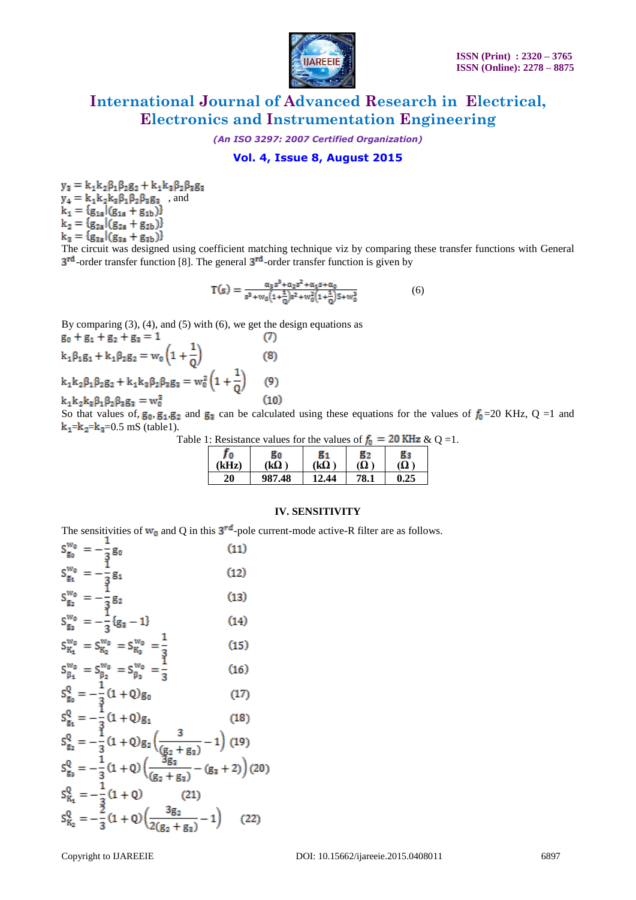$y_3 = k_1 k_2 \beta_1 \beta_2 g_2 + k_1 k_3 \beta_2 \beta_3 g_3$
$y_4 = k_1 k_2 k_3 \beta_1 \beta_2 \beta_3 g_3$ , and
$k_1 = \{g_{1a} | (g_{1a} + g_{1b})\}$
$k_2 = \{g_{2a} | (g_{2a} + g_{2b})\}$
$k_3 = \{g_{3a} | (g_{3a} + g_{3b})\}$

The circuit was designed using coefficient matching technique viz by comparing these transfer functions with General $3^{rd}$-order transfer function [8]. The general $3^{rd}$-order transfer function is given by

$$T(s) = \frac{\alpha_3 s^3 + \alpha_2 s^2 + \alpha_1 s + \alpha_0}{s^3 + w_0\left(1+\frac{1}{Q}\right)s^2 + w_0^2\left(1+\frac{1}{Q}\right)S + w_0^3} \qquad (6)$$

By comparing (3), (4), and (5) with (6), we get the design equations as

$$g_0 + g_1 + g_2 + g_3 = 1 \qquad (7)$$

$$k_1 \beta_1 g_1 + k_1 \beta_2 g_2 = w_0\left(1+\frac{1}{Q}\right) \qquad (8)$$

$$k_1 k_2 \beta_1 \beta_2 g_2 + k_1 k_3 \beta_2 \beta_3 g_3 = w_0^2\left(1+\frac{1}{Q}\right) \qquad (9)$$

$$k_1 k_2 k_3 \beta_1 \beta_2 \beta_3 g_3 = w_0^3 \qquad (10)$$

So that values of, $g_0$, $g_1$, $g_2$ and $g_3$ can be calculated using these equations for the values of $f_0$=20 KHz, Q =1 and $k_1$=$k_2$=$k_3$=0.5 mS (table1).

Table 1: Resistance values for the values of $f_0 = 20$ KHz & Q =1.

| $f_0$ (kHz) | $g_0$ (kΩ ) | $g_1$ (kΩ ) | $g_2$ (Ω ) | $g_3$ (Ω ) |
|---|---|---|---|---|
| 20 | 987.48 | 12.44 | 78.1 | 0.25 |

## IV. SENSITIVITY

The sensitivities of $w_0$ and Q in this $3^{rd}$-pole current-mode active-R filter are as follows.

$$S_{g_0}^{w_0} = -\frac{1}{3} g_0 \qquad (11)$$

$$S_{g_1}^{w_0} = -\frac{1}{3} g_1 \qquad (12)$$

$$S_{g_2}^{w_0} = -\frac{1}{3} g_2 \qquad (13)$$

$$S_{g_3}^{w_0} = -\frac{1}{3} \{g_3 - 1\} \qquad (14)$$

$$S_{K_1}^{w_0} = S_{K_2}^{w_0} = S_{K_3}^{w_0} = \frac{1}{3} \qquad (15)$$

$$S_{\beta_1}^{w_0} = S_{\beta_2}^{w_0} = S_{\beta_3}^{w_0} = \frac{1}{3} \qquad (16)$$

$$S_{g_0}^{Q} = -\frac{1}{3}(1+Q) g_0 \qquad (17)$$

$$S_{g_1}^{Q} = -\frac{1}{3}(1+Q) g_1 \qquad (18)$$

$$S_{g_2}^{Q} = -\frac{1}{3}(1+Q) g_2 \left(\frac{3}{(g_2+g_3)} - 1\right) \qquad (19)$$

$$S_{g_3}^{Q} = -\frac{1}{3}(1+Q) \left(\frac{3g_3}{(g_2+g_3)} - (g_3+2)\right) \qquad (20)$$

$$S_{K_1}^{Q} = -\frac{1}{3}(1+Q) \qquad (21)$$

$$S_{K_2}^{Q} = -\frac{2}{3}(1+Q) \left(\frac{3g_2}{2(g_2+g_3)} - 1\right) \qquad (22)$$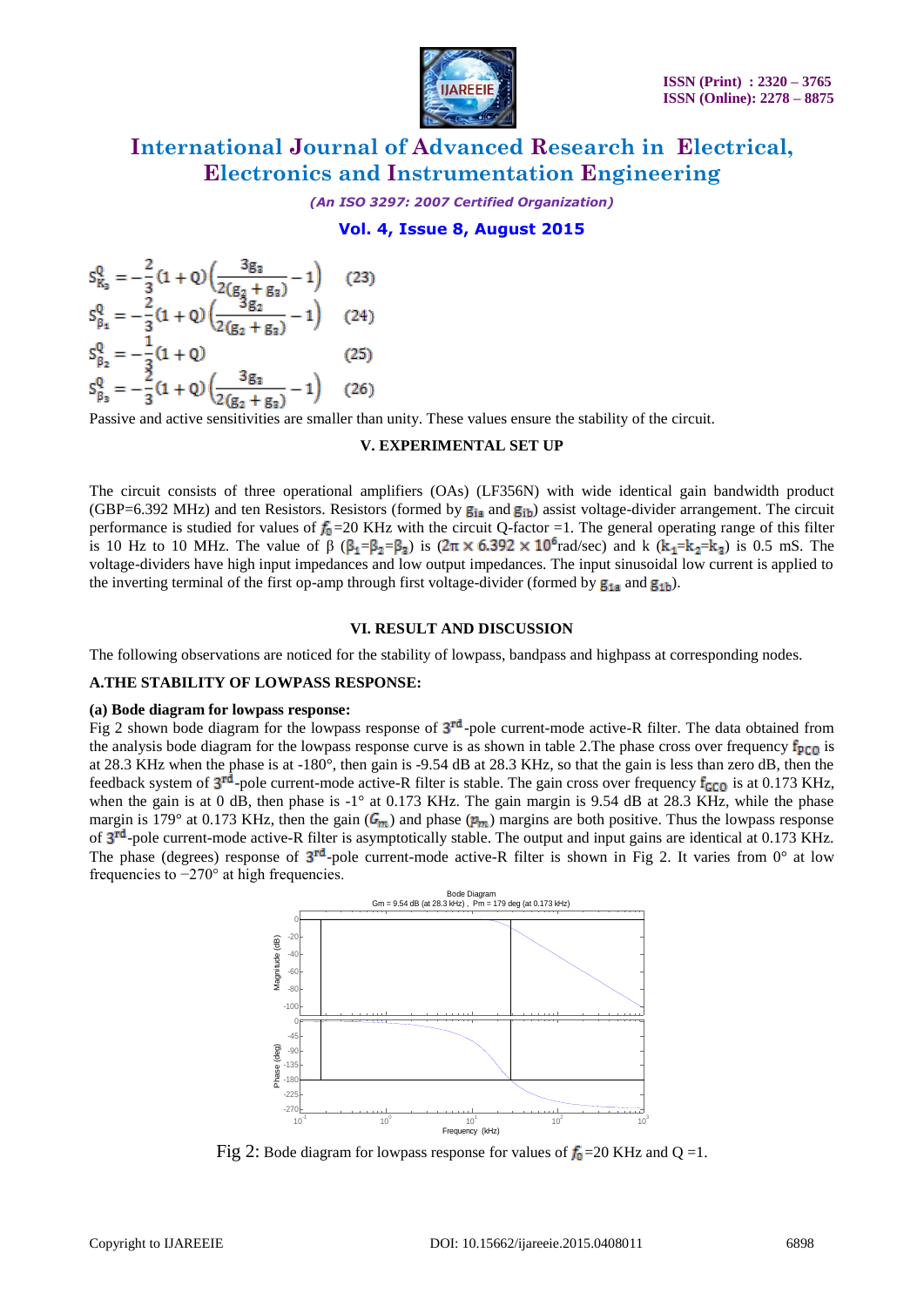$$S_{K_3}^{Q} = -\frac{2}{3}(1+Q)\left(\frac{3g_3}{2(g_2+g_3)}-1\right) \quad (23)$$

$$S_{\beta_1}^{Q} = -\frac{2}{3}(1+Q)\left(\frac{3g_2}{2(g_2+g_3)}-1\right) \quad (24)$$

$$S_{\beta_2}^{Q} = -\frac{1}{3}(1+Q) \quad (25)$$

$$S_{\beta_3}^{Q} = -\frac{2}{3}(1+Q)\left(\frac{3g_3}{2(g_2+g_3)}-1\right) \quad (26)$$

Passive and active sensitivities are smaller than unity. These values ensure the stability of the circuit.

## V. EXPERIMENTAL SET UP

The circuit consists of three operational amplifiers (OAs) (LF356N) with wide identical gain bandwidth product (GBP=6.392 MHz) and ten Resistors. Resistors (formed by $g_{ia}$ and $g_{ib}$) assist voltage-divider arrangement. The circuit performance is studied for values of $f_0$=20 KHz with the circuit Q-factor =1. The general operating range of this filter is 10 Hz to 10 MHz. The value of β ($\beta_1$=$\beta_2$=$\beta_3$) is ($2\pi \times 6.392 \times 10^6$rad/sec) and k ($k_1$=$k_2$=$k_3$) is 0.5 mS. The voltage-dividers have high input impedances and low output impedances. The input sinusoidal low current is applied to the inverting terminal of the first op-amp through first voltage-divider (formed by $g_{1a}$ and $g_{1b}$).

## VI. RESULT AND DISCUSSION

The following observations are noticed for the stability of lowpass, bandpass and highpass at corresponding nodes.

### A.THE STABILITY OF LOWPASS RESPONSE:

**(a) Bode diagram for lowpass response:**

Fig 2 shown bode diagram for the lowpass response of $3^{rd}$-pole current-mode active-R filter. The data obtained from the analysis bode diagram for the lowpass response curve is as shown in table 2.The phase cross over frequency $f_{PCO}$ is at 28.3 KHz when the phase is at -180°, then gain is -9.54 dB at 28.3 KHz, so that the gain is less than zero dB, then the feedback system of $3^{rd}$-pole current-mode active-R filter is stable. The gain cross over frequency $f_{GCO}$ is at 0.173 KHz, when the gain is at 0 dB, then phase is -1° at 0.173 KHz. The gain margin is 9.54 dB at 28.3 KHz, while the phase margin is 179° at 0.173 KHz, then the gain ($G_m$) and phase ($P_m$) margins are both positive. Thus the lowpass response of $3^{rd}$-pole current-mode active-R filter is asymptotically stable. The output and input gains are identical at 0.173 KHz. The phase (degrees) response of $3^{rd}$-pole current-mode active-R filter is shown in Fig 2. It varies from 0° at low frequencies to −270° at high frequencies.

Fig 2: Bode diagram for lowpass response for values of $f_0$=20 KHz and Q =1.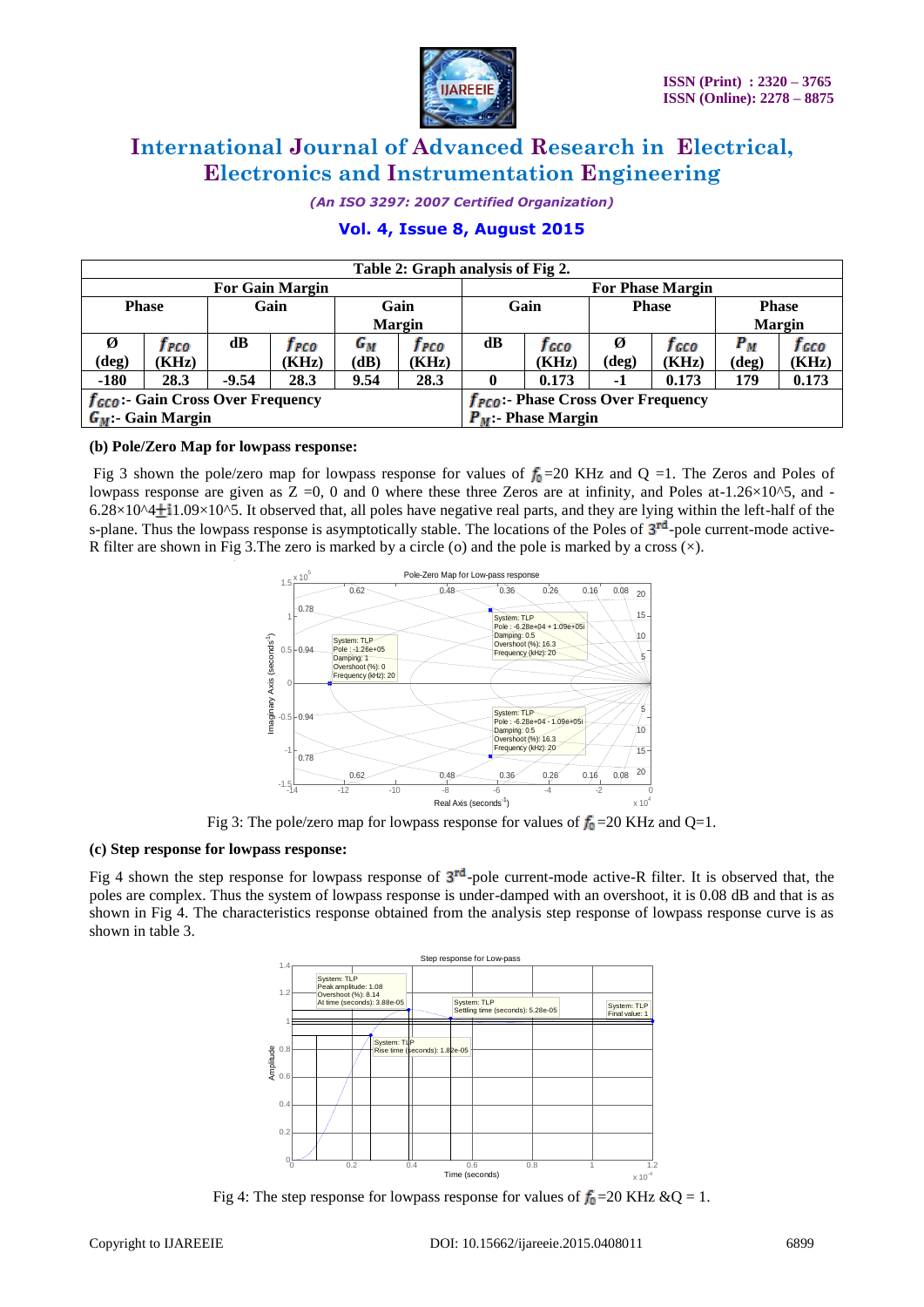Table 2: Graph analysis of Fig 2.

| For Gain Margin | | | | | | For Phase Margin | | | | | |
|---|---|---|---|---|---|---|---|---|---|---|---|
| Phase | | Gain | | Gain Margin | | Gain | | Phase | | Phase Margin | |
| Ø (deg) | $f_{PCO}$ (KHz) | dB | $f_{PCO}$ (KHz) | $G_M$ (dB) | $f_{PCO}$ (KHz) | dB | $f_{GCO}$ (KHz) | Ø (deg) | $f_{GCO}$ (KHz) | $P_M$ (deg) | $f_{GCO}$ (KHz) |
| -180 | 28.3 | -9.54 | 28.3 | 9.54 | 28.3 | 0 | 0.173 | -1 | 0.173 | 179 | 0.173 |
| $f_{GCO}$:- Gain Cross Over Frequency; $G_M$:- Gain Margin | | | | | | $f_{PCO}$:- Phase Cross Over Frequency; $P_M$:- Phase Margin | | | | | |

**(b) Pole/Zero Map for lowpass response:**

Fig 3 shown the pole/zero map for lowpass response for values of $f_0$=20 KHz and Q =1. The Zeros and Poles of lowpass response are given as Z =0, 0 and 0 where these three Zeros are at infinity, and Poles at-1.26×10^5, and -6.28×10^4±i1.09×10^5. It observed that, all poles have negative real parts, and they are lying within the left-half of the s-plane. Thus the lowpass response is asymptotically stable. The locations of the Poles of $3^{rd}$-pole current-mode active-R filter are shown in Fig 3.The zero is marked by a circle (o) and the pole is marked by a cross (×).

Fig 3: The pole/zero map for lowpass response for values of $f_0$=20 KHz and Q=1.

**(c) Step response for lowpass response:**

Fig 4 shown the step response for lowpass response of $3^{rd}$-pole current-mode active-R filter. It is observed that, the poles are complex. Thus the system of lowpass response is under-damped with an overshoot, it is 0.08 dB and that is as shown in Fig 4. The characteristics response obtained from the analysis step response of lowpass response curve is as shown in table 3.

Fig 4: The step response for lowpass response for values of $f_0$=20 KHz &Q = 1.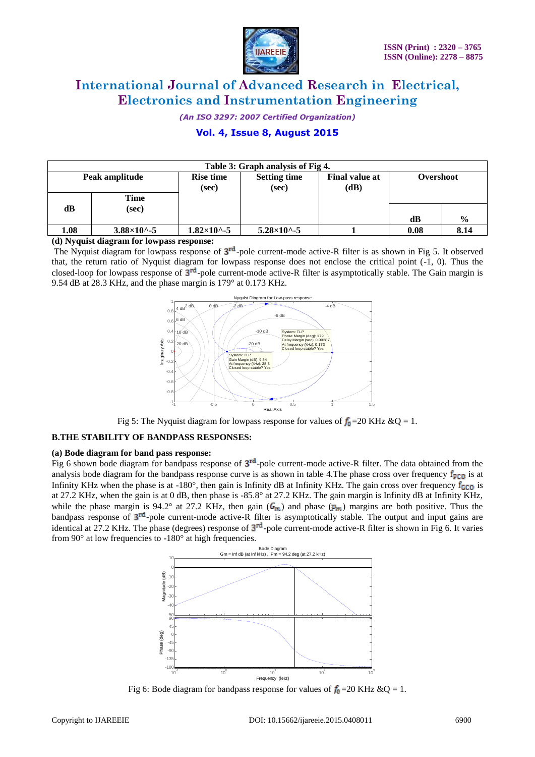Table 3: Graph analysis of Fig 4.

| Peak amplitude | | Rise time (sec) | Setting time (sec) | Final value at (dB) | Overshoot | |
|---|---|---|---|---|---|---|
| dB | Time (sec) | | | | dB | % |
| 1.08 | $3.88\times10^{-5}$ | $1.82\times10^{-5}$ | $5.28\times10^{-5}$ | 1 | 0.08 | 8.14 |

**(d) Nyquist diagram for lowpass response:**

The Nyquist diagram for lowpass response of $3^{rd}$-pole current-mode active-R filter is as shown in Fig 5. It observed that, the return ratio of Nyquist diagram for lowpass response does not enclose the critical point (-1, 0). Thus the closed-loop for lowpass response of $3^{rd}$-pole current-mode active-R filter is asymptotically stable. The Gain margin is 9.54 dB at 28.3 KHz, and the phase margin is 179° at 0.173 KHz.

Fig 5: The Nyquist diagram for lowpass response for values of $f_0$=20 KHz &Q = 1.

## B.THE STABILITY OF BANDPASS RESPONSES:

**(a) Bode diagram for band pass response:**

Fig 6 shown bode diagram for bandpass response of $3^{rd}$-pole current-mode active-R filter. The data obtained from the analysis bode diagram for the bandpass response curve is as shown in table 4.The phase cross over frequency $f_{PCO}$ is at Infinity KHz when the phase is at -180°, then gain is Infinity dB at Infinity KHz. The gain cross over frequency $f_{GCO}$ is at 27.2 KHz, when the gain is at 0 dB, then phase is -85.8° at 27.2 KHz. The gain margin is Infinity dB at Infinity KHz, while the phase margin is 94.2° at 27.2 KHz, then gain ($G_m$) and phase ($p_m$) margins are both positive. Thus the bandpass response of $3^{rd}$-pole current-mode active-R filter is asymptotically stable. The output and input gains are identical at 27.2 KHz. The phase (degrees) response of $3^{rd}$-pole current-mode active-R filter is shown in Fig 6. It varies from 90° at low frequencies to -180° at high frequencies.

Fig 6: Bode diagram for bandpass response for values of $f_0$=20 KHz &Q = 1.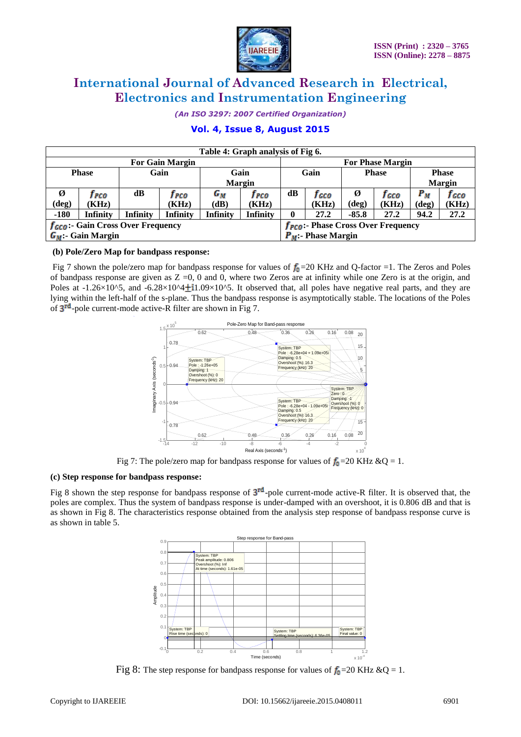| Table 4: Graph analysis of Fig 6. | | | | | | | | | | | |
|---|---|---|---|---|---|---|---|---|---|---|---|
| For Gain Margin | | | | | | For Phase Margin | | | | | |
| Phase | | Gain | | Gain Margin | | Gain | | Phase | | Phase Margin | |
| Ø (deg) | $f_{PCO}$ (KHz) | dB | $f_{PCO}$ (KHz) | $G_M$ (dB) | $f_{PCO}$ (KHz) | dB | $f_{GCO}$ (KHz) | Ø (deg) | $f_{GCO}$ (KHz) | $P_M$ (deg) | $f_{GCO}$ (KHz) |
| -180 | Infinity | Infinity | Infinity | Infinity | Infinity | 0 | 27.2 | -85.8 | 27.2 | 94.2 | 27.2 |
| $f_{GCO}$:- Gain Cross Over Frequency $G_M$:- Gain Margin | | | | | | $f_{PCO}$:- Phase Cross Over Frequency $P_M$:- Phase Margin | | | | | |

**(b) Pole/Zero Map for bandpass response:**

Fig 7 shown the pole/zero map for bandpass response for values of $f_0$=20 KHz and Q-factor =1. The Zeros and Poles of bandpass response are given as Z =0, 0 and 0, where two Zeros are at infinity while one Zero is at the origin, and Poles at -1.26×10^5, and -6.28×10^4$\pm$i1.09×10^5. It observed that, all poles have negative real parts, and they are lying within the left-half of the s-plane. Thus the bandpass response is asymptotically stable. The locations of the Poles of $3^{rd}$-pole current-mode active-R filter are shown in Fig 7.

Fig 7: The pole/zero map for bandpass response for values of $f_0$=20 KHz &Q = 1.

**(c) Step response for bandpass response:**

Fig 8 shown the step response for bandpass response of $3^{rd}$-pole current-mode active-R filter. It is observed that, the poles are complex. Thus the system of bandpass response is under-damped with an overshoot, it is 0.806 dB and that is as shown in Fig 8. The characteristics response obtained from the analysis step response of bandpass response curve is as shown in table 5.

Fig 8: The step response for bandpass response for values of $f_0$=20 KHz &Q = 1.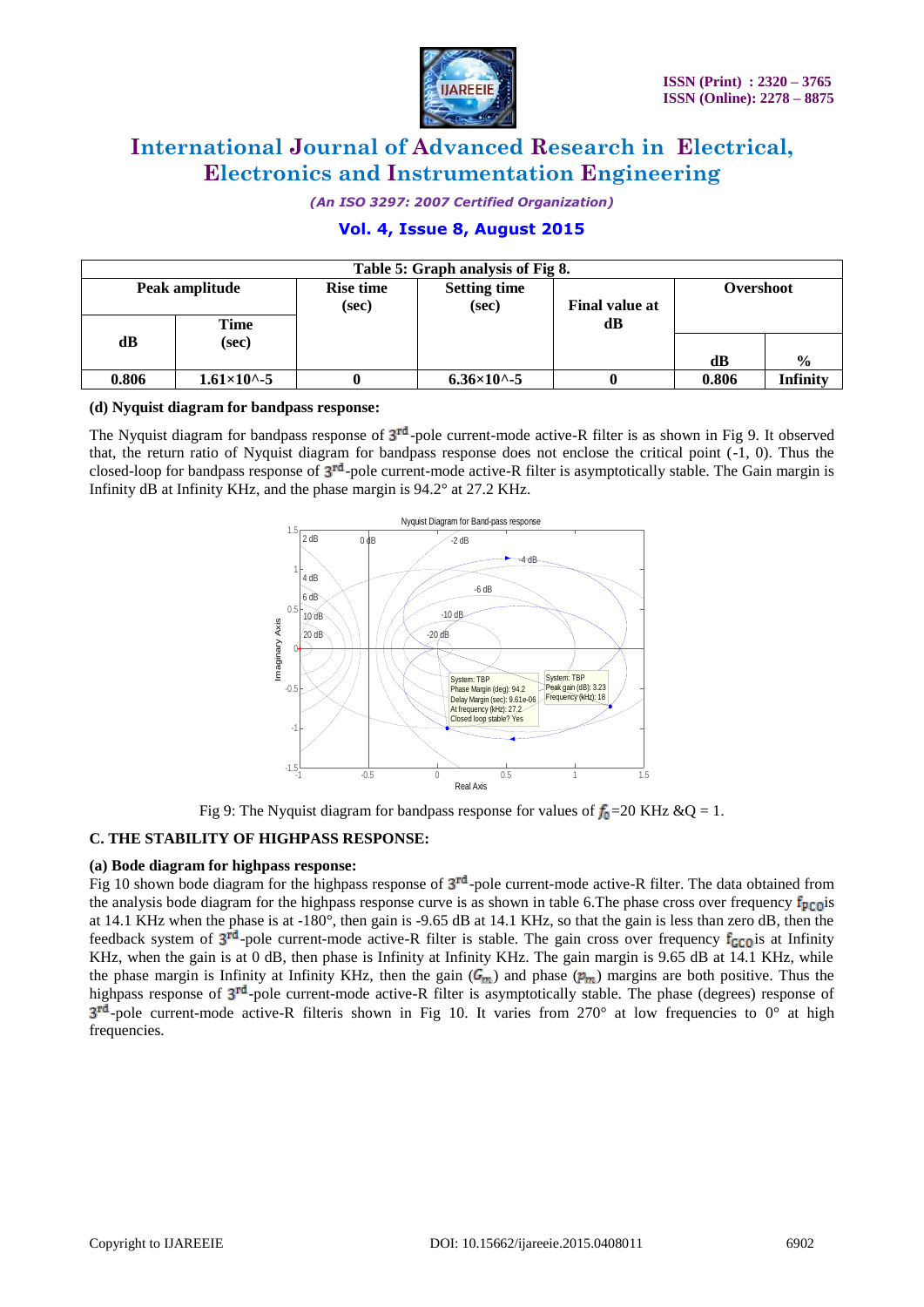**Table 5: Graph analysis of Fig 8.**

| Peak amplitude | | Rise time (sec) | Setting time (sec) | Final value at dB | Overshoot | |
|---|---|---|---|---|---|---|
| dB | Time (sec) | | | | dB | % |
| 0.806 | 1.61×10^-5 | 0 | 6.36×10^-5 | 0 | 0.806 | Infinity |

**(d) Nyquist diagram for bandpass response:**

The Nyquist diagram for bandpass response of $3^{rd}$-pole current-mode active-R filter is as shown in Fig 9. It observed that, the return ratio of Nyquist diagram for bandpass response does not enclose the critical point (-1, 0). Thus the closed-loop for bandpass response of $3^{rd}$-pole current-mode active-R filter is asymptotically stable. The Gain margin is Infinity dB at Infinity KHz, and the phase margin is 94.2° at 27.2 KHz.

Fig 9: The Nyquist diagram for bandpass response for values of $f_0$=20 KHz &Q = 1.

**C. THE STABILITY OF HIGHPASS RESPONSE:**

**(a) Bode diagram for highpass response:**

Fig 10 shown bode diagram for the highpass response of $3^{rd}$-pole current-mode active-R filter. The data obtained from the analysis bode diagram for the highpass response curve is as shown in table 6.The phase cross over frequency $f_{PCO}$is at 14.1 KHz when the phase is at -180°, then gain is -9.65 dB at 14.1 KHz, so that the gain is less than zero dB, then the feedback system of $3^{rd}$-pole current-mode active-R filter is stable. The gain cross over frequency $f_{GCO}$is at Infinity KHz, when the gain is at 0 dB, then phase is Infinity at Infinity KHz. The gain margin is 9.65 dB at 14.1 KHz, while the phase margin is Infinity at Infinity KHz, then the gain ($G_m$) and phase ($P_m$) margins are both positive. Thus the highpass response of $3^{rd}$-pole current-mode active-R filter is asymptotically stable. The phase (degrees) response of $3^{rd}$-pole current-mode active-R filteris shown in Fig 10. It varies from 270° at low frequencies to 0° at high frequencies.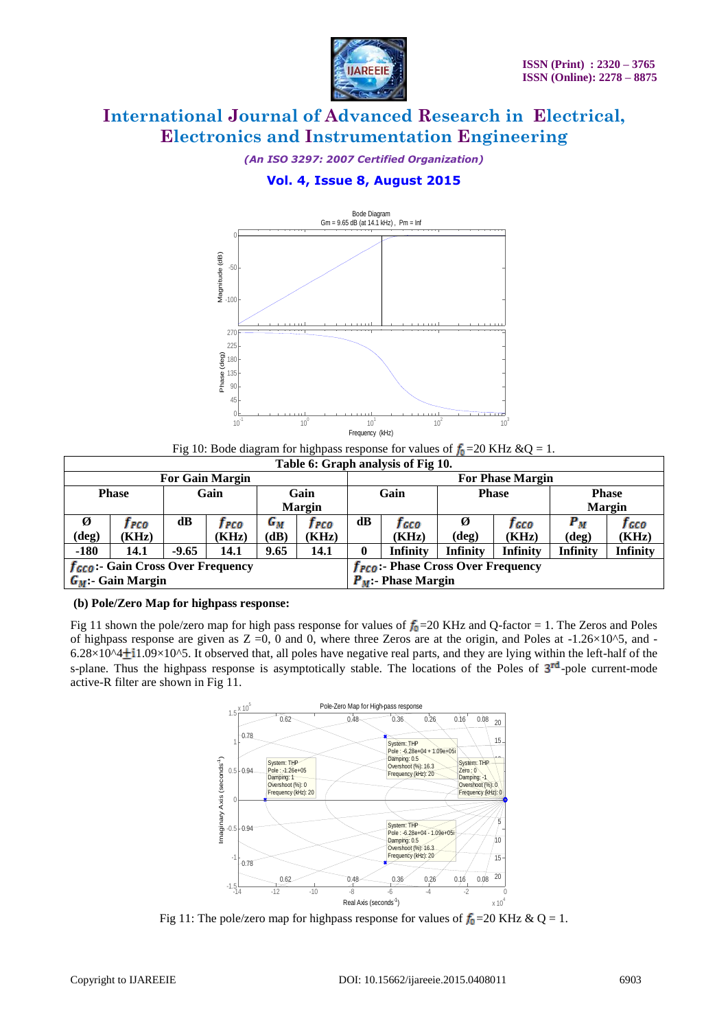Fig 10: Bode diagram for highpass response for values of $f_0$=20 KHz &Q = 1.

| Table 6: Graph analysis of Fig 10. | | | | | | | | | | | |
|---|---|---|---|---|---|---|---|---|---|---|---|
| **For Gain Margin** | | | | | | **For Phase Margin** | | | | | |
| **Phase** | | **Gain** | | **Gain Margin** | | **Gain** | | **Phase** | | **Phase Margin** | |
| **Ø (deg)** | **$f_{PCO}$ (KHz)** | **dB** | **$f_{PCO}$ (KHz)** | **$G_M$ (dB)** | **$f_{PCO}$ (KHz)** | **dB** | **$f_{GCO}$ (KHz)** | **Ø (deg)** | **$f_{GCO}$ (KHz)** | **$P_M$ (deg)** | **$f_{GCO}$ (KHz)** |
| **-180** | **14.1** | **-9.65** | **14.1** | **9.65** | **14.1** | **0** | **Infinity** | **Infinity** | **Infinity** | **Infinity** | **Infinity** |
| **$f_{GCO}$:- Gain Cross Over Frequency** **$G_M$:- Gain Margin** | | | | | | **$f_{PCO}$:- Phase Cross Over Frequency** **$P_M$:- Phase Margin** | | | | | |

**(b) Pole/Zero Map for highpass response:**

Fig 11 shown the pole/zero map for high pass response for values of $f_0$=20 KHz and Q-factor = 1. The Zeros and Poles of highpass response are given as Z =0, 0 and 0, where three Zeros are at the origin, and Poles at -1.26×10^5, and -6.28×10^4 ± i1.09×10^5. It observed that, all poles have negative real parts, and they are lying within the left-half of the s-plane. Thus the highpass response is asymptotically stable. The locations of the Poles of $3^{rd}$-pole current-mode active-R filter are shown in Fig 11.

Fig 11: The pole/zero map for highpass response for values of $f_0$=20 KHz & Q = 1.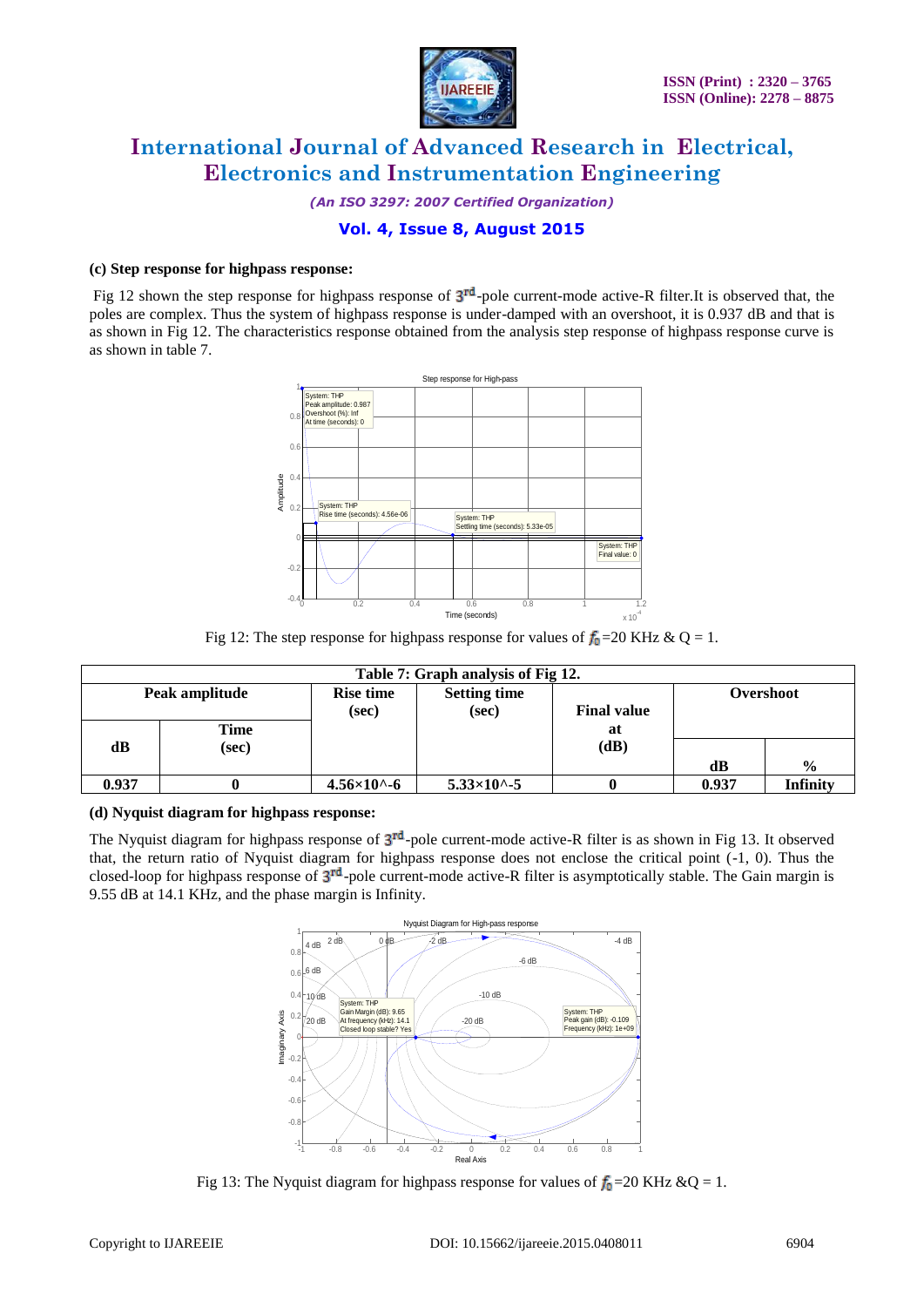### (c) Step response for highpass response:

Fig 12 shown the step response for highpass response of $3^{rd}$-pole current-mode active-R filter.It is observed that, the poles are complex. Thus the system of highpass response is under-damped with an overshoot, it is 0.937 dB and that is as shown in Fig 12. The characteristics response obtained from the analysis step response of highpass response curve is as shown in table 7.

Fig 12: The step response for highpass response for values of $f_0$=20 KHz & Q = 1.

| Table 7: Graph analysis of Fig 12. | | | | | | |
|---|---|---|---|---|---|---|
| Peak amplitude | | Rise time (sec) | Setting time (sec) | Final value at (dB) | Overshoot | |
| dB | Time (sec) | | | | dB | % |
| 0.937 | 0 | 4.56×10^-6 | 5.33×10^-5 | 0 | 0.937 | Infinity |

### (d) Nyquist diagram for highpass response:

The Nyquist diagram for highpass response of $3^{rd}$-pole current-mode active-R filter is as shown in Fig 13. It observed that, the return ratio of Nyquist diagram for highpass response does not enclose the critical point (-1, 0). Thus the closed-loop for highpass response of $3^{rd}$-pole current-mode active-R filter is asymptotically stable. The Gain margin is 9.55 dB at 14.1 KHz, and the phase margin is Infinity.

Fig 13: The Nyquist diagram for highpass response for values of $f_0$=20 KHz &Q = 1.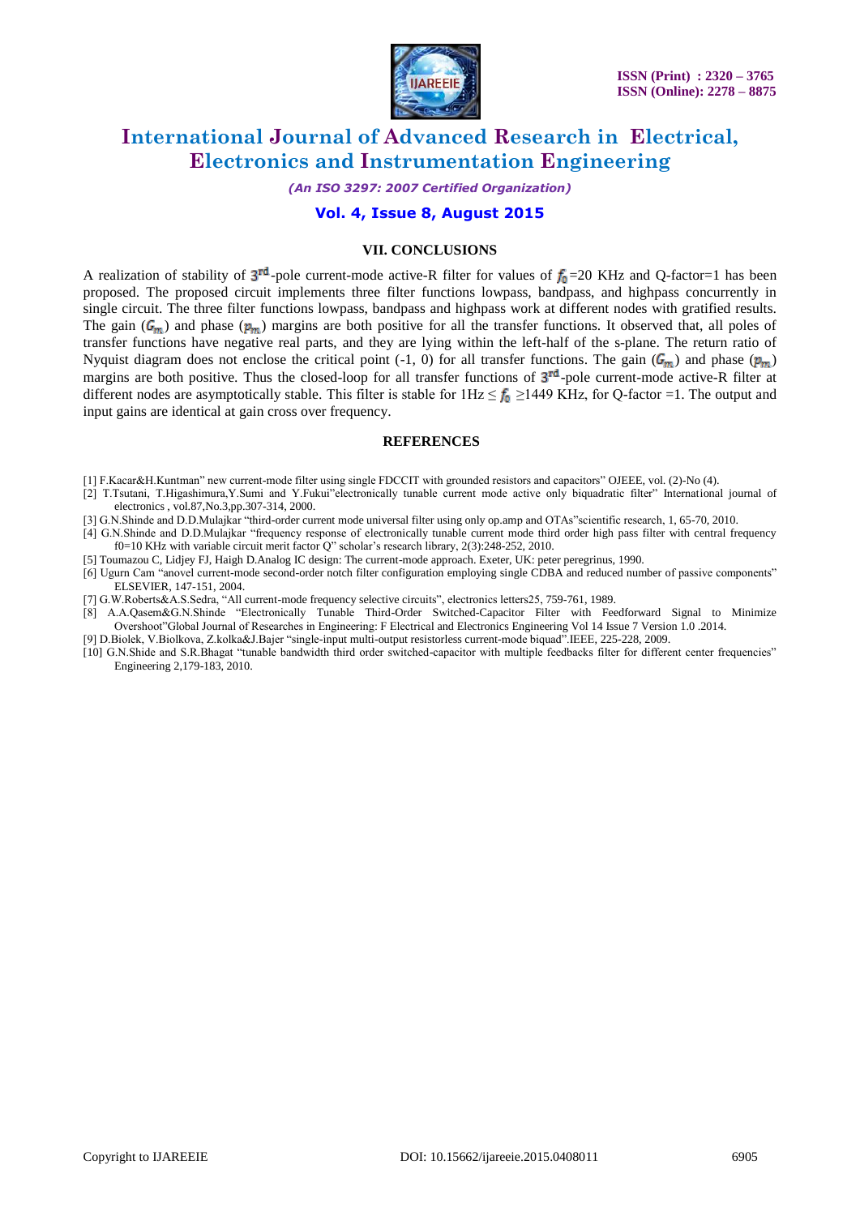## VII. CONCLUSIONS

A realization of stability of $3^{rd}$-pole current-mode active-R filter for values of $f_0$=20 KHz and Q-factor=1 has been proposed. The proposed circuit implements three filter functions lowpass, bandpass, and highpass concurrently in single circuit. The three filter functions lowpass, bandpass and highpass work at different nodes with gratified results. The gain ($G_m$) and phase ($p_m$) margins are both positive for all the transfer functions. It observed that, all poles of transfer functions have negative real parts, and they are lying within the left-half of the s-plane. The return ratio of Nyquist diagram does not enclose the critical point (-1, 0) for all transfer functions. The gain ($G_m$) and phase ($p_m$) margins are both positive. Thus the closed-loop for all transfer functions of $3^{rd}$-pole current-mode active-R filter at different nodes are asymptotically stable. This filter is stable for 1Hz $\leq f_0 \geq$1449 KHz, for Q-factor =1. The output and input gains are identical at gain cross over frequency.

## REFERENCES

[1] F.Kacar&H.Kuntman" new current-mode filter using single FDCCIT with grounded resistors and capacitors" OJEEE, vol. (2)-No (4).

[2] T.Tsutani, T.Higashimura,Y.Sumi and Y.Fukui"electronically tunable current mode active only biquadratic filter" International journal of electronics , vol.87,No.3,pp.307-314, 2000.

[3] G.N.Shinde and D.D.Mulajkar "third-order current mode universal filter using only op.amp and OTAs"scientific research, 1, 65-70, 2010.

[4] G.N.Shinde and D.D.Mulajkar "frequency response of electronically tunable current mode third order high pass filter with central frequency f0=10 KHz with variable circuit merit factor Q" scholar's research library, 2(3):248-252, 2010.

[5] Toumazou C, Lidjey FJ, Haigh D.Analog IC design: The current-mode approach. Exeter, UK: peter peregrinus, 1990.

[6] Ugurn Cam "anovel current-mode second-order notch filter configuration employing single CDBA and reduced number of passive components" ELSEVIER, 147-151, 2004.

[7] G.W.Roberts&A.S.Sedra, "All current-mode frequency selective circuits", electronics letters25, 759-761, 1989.

[8] A.A.Qasem&G.N.Shinde "Electronically Tunable Third-Order Switched-Capacitor Filter with Feedforward Signal to Minimize Overshoot"Global Journal of Researches in Engineering: F Electrical and Electronics Engineering Vol 14 Issue 7 Version 1.0 .2014.

[9] D.Biolek, V.Biolkova, Z.kolka&J.Bajer "single-input multi-output resistorless current-mode biquad".IEEE, 225-228, 2009.

[10] G.N.Shide and S.R.Bhagat "tunable bandwidth third order switched-capacitor with multiple feedbacks filter for different center frequencies" Engineering 2,179-183, 2010.